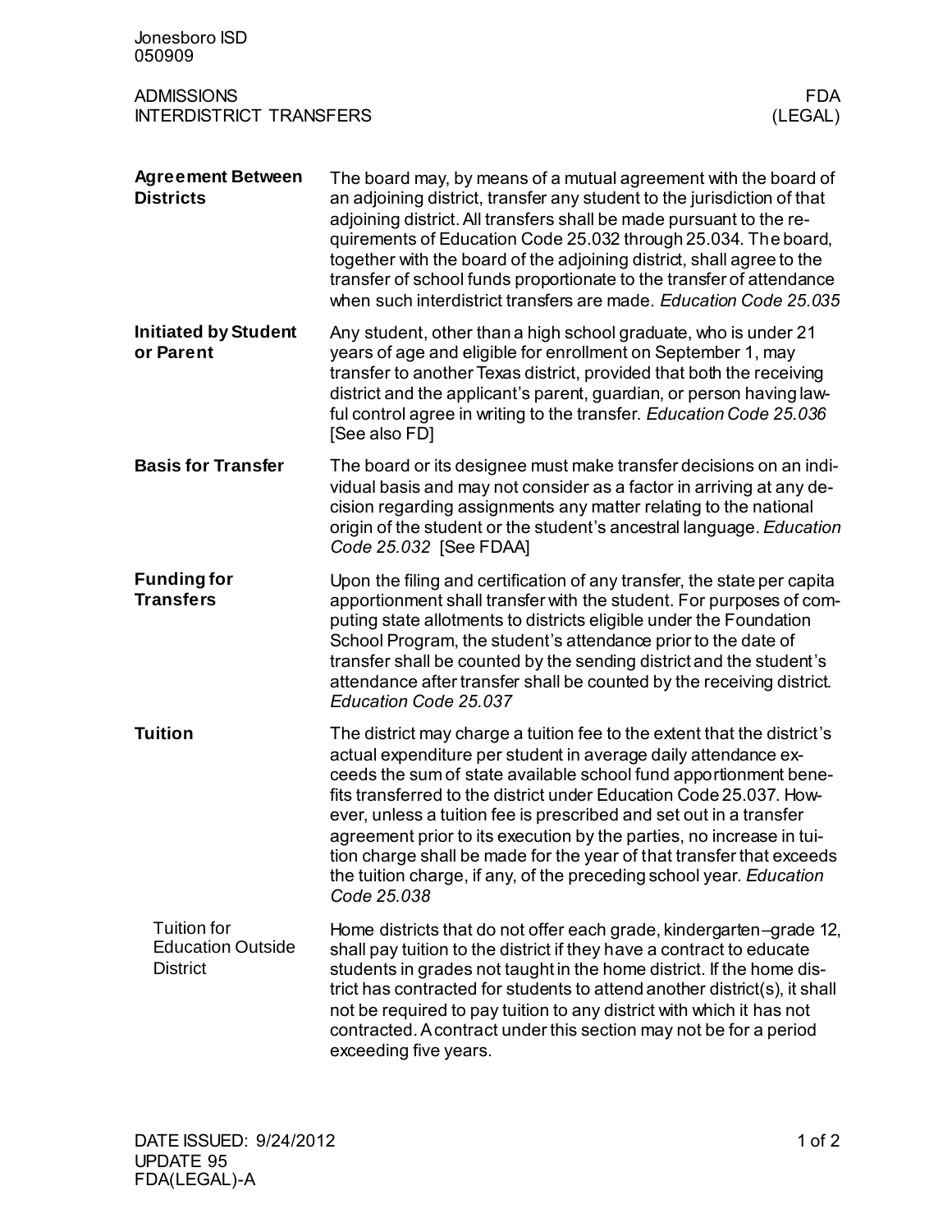# ADMISSIONS
## INTERDISTRICT TRANSFERS

FDA (LEGAL)

### Agreement Between Districts

The board may, by means of a mutual agreement with the board of an adjoining district, transfer any student to the jurisdiction of that adjoining district. All transfers shall be made pursuant to the requirements of Education Code 25.032 through 25.034. The board, together with the board of the adjoining district, shall agree to the transfer of school funds proportionate to the transfer of attendance when such interdistrict transfers are made. *Education Code 25.035*

### Initiated by Student or Parent

Any student, other than a high school graduate, who is under 21 years of age and eligible for enrollment on September 1, may transfer to another Texas district, provided that both the receiving district and the applicant's parent, guardian, or person having lawful control agree in writing to the transfer. *Education Code 25.036* [See also FD]

### Basis for Transfer

The board or its designee must make transfer decisions on an individual basis and may not consider as a factor in arriving at any decision regarding assignments any matter relating to the national origin of the student or the student's ancestral language. *Education Code 25.032* [See FDAA]

### Funding for Transfers

Upon the filing and certification of any transfer, the state per capita apportionment shall transfer with the student. For purposes of computing state allotments to districts eligible under the Foundation School Program, the student's attendance prior to the date of transfer shall be counted by the sending district and the student's attendance after transfer shall be counted by the receiving district. *Education Code 25.037*

### Tuition

The district may charge a tuition fee to the extent that the district's actual expenditure per student in average daily attendance exceeds the sum of state available school fund apportionment benefits transferred to the district under Education Code 25.037. However, unless a tuition fee is prescribed and set out in a transfer agreement prior to its execution by the parties, no increase in tuition charge shall be made for the year of that transfer that exceeds the tuition charge, if any, of the preceding school year. *Education Code 25.038*

#### Tuition for Education Outside District

Home districts that do not offer each grade, kindergarten–grade 12, shall pay tuition to the district if they have a contract to educate students in grades not taught in the home district. If the home district has contracted for students to attend another district(s), it shall not be required to pay tuition to any district with which it has not contracted. A contract under this section may not be for a period exceeding five years.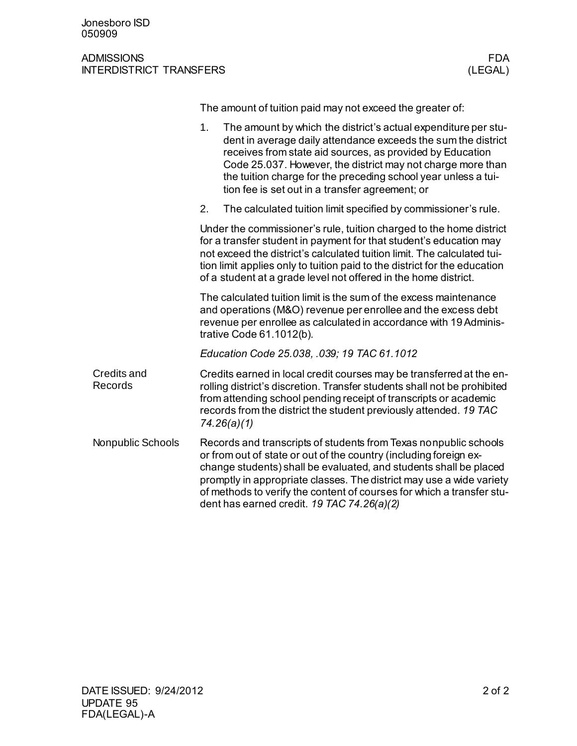The amount of tuition paid may not exceed the greater of:

1. The amount by which the district's actual expenditure per student in average daily attendance exceeds the sum the district receives from state aid sources, as provided by Education Code 25.037. However, the district may not charge more than the tuition charge for the preceding school year unless a tuition fee is set out in a transfer agreement; or
2. The calculated tuition limit specified by commissioner's rule.

Under the commissioner's rule, tuition charged to the home district for a transfer student in payment for that student's education may not exceed the district's calculated tuition limit. The calculated tuition limit applies only to tuition paid to the district for the education of a student at a grade level not offered in the home district.

The calculated tuition limit is the sum of the excess maintenance and operations (M&O) revenue per enrollee and the excess debt revenue per enrollee as calculated in accordance with 19 Administrative Code 61.1012(b).

*Education Code 25.038, .039; 19 TAC 61.1012*

## Credits and Records

Credits earned in local credit courses may be transferred at the enrolling district's discretion. Transfer students shall not be prohibited from attending school pending receipt of transcripts or academic records from the district the student previously attended. *19 TAC 74.26(a)(1)*

## Nonpublic Schools

Records and transcripts of students from Texas nonpublic schools or from out of state or out of the country (including foreign exchange students) shall be evaluated, and students shall be placed promptly in appropriate classes. The district may use a wide variety of methods to verify the content of courses for which a transfer student has earned credit. *19 TAC 74.26(a)(2)*